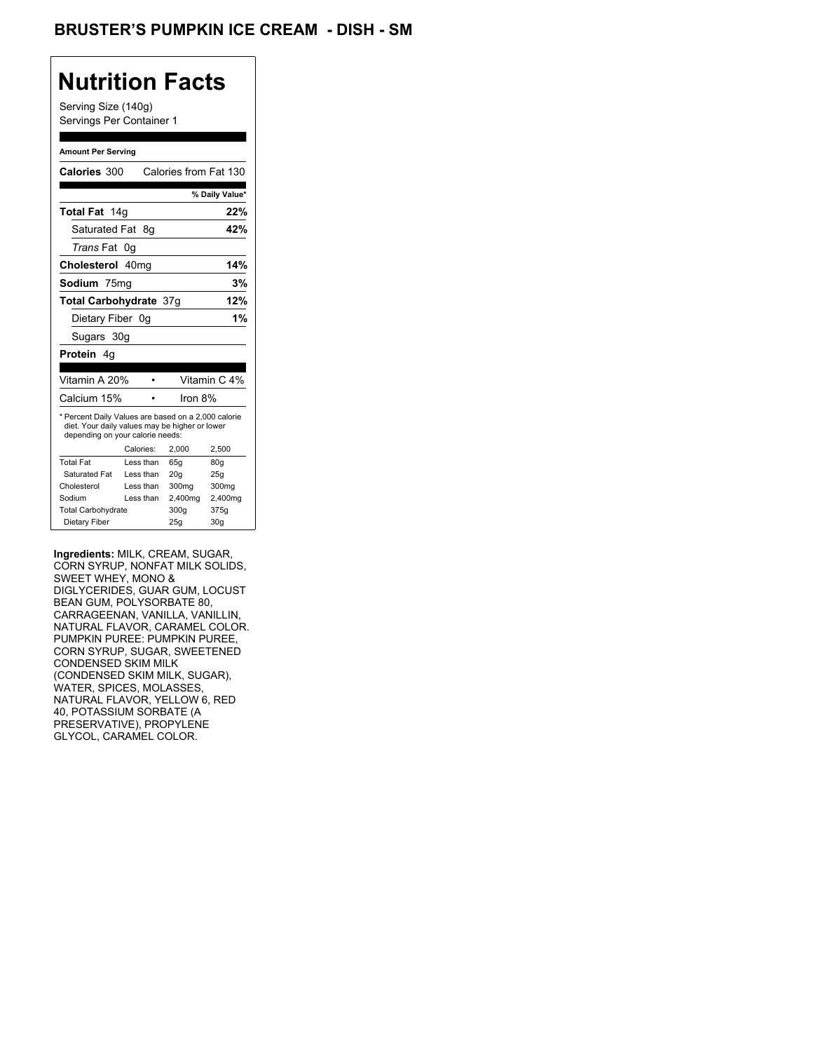# BRUSTER'S PUMPKIN ICE CREAM - DISH - SM

## Nutrition Facts

Serving Size (140g)
Servings Per Container 1

**Amount Per Serving**

**Calories** 300 Calories from Fat 130

| | % Daily Value* |
|---|---|
| **Total Fat** 14g | **22%** |
| Saturated Fat 8g | **42%** |
| *Trans* Fat 0g | |
| **Cholesterol** 40mg | **14%** |
| **Sodium** 75mg | **3%** |
| **Total Carbohydrate** 37g | **12%** |
| Dietary Fiber 0g | **1%** |
| Sugars 30g | |
| **Protein** 4g | |

| | | |
|---|---|---|
| Vitamin A 20% | • | Vitamin C 4% |
| Calcium 15% | • | Iron 8% |

* Percent Daily Values are based on a 2,000 calorie diet. Your daily values may be higher or lower depending on your calorie needs:

| | Calories: | 2,000 | 2,500 |
|---|---|---|---|
| Total Fat | Less than | 65g | 80g |
| Saturated Fat | Less than | 20g | 25g |
| Cholesterol | Less than | 300mg | 300mg |
| Sodium | Less than | 2,400mg | 2,400mg |
| Total Carbohydrate | | 300g | 375g |
| Dietary Fiber | | 25g | 30g |

**Ingredients:** MILK, CREAM, SUGAR, CORN SYRUP, NONFAT MILK SOLIDS, SWEET WHEY, MONO & DIGLYCERIDES, GUAR GUM, LOCUST BEAN GUM, POLYSORBATE 80, CARRAGEENAN, VANILLA, VANILLIN, NATURAL FLAVOR, CARAMEL COLOR. PUMPKIN PUREE: PUMPKIN PUREE, CORN SYRUP, SUGAR, SWEETENED CONDENSED SKIM MILK (CONDENSED SKIM MILK, SUGAR), WATER, SPICES, MOLASSES, NATURAL FLAVOR, YELLOW 6, RED 40, POTASSIUM SORBATE (A PRESERVATIVE), PROPYLENE GLYCOL, CARAMEL COLOR.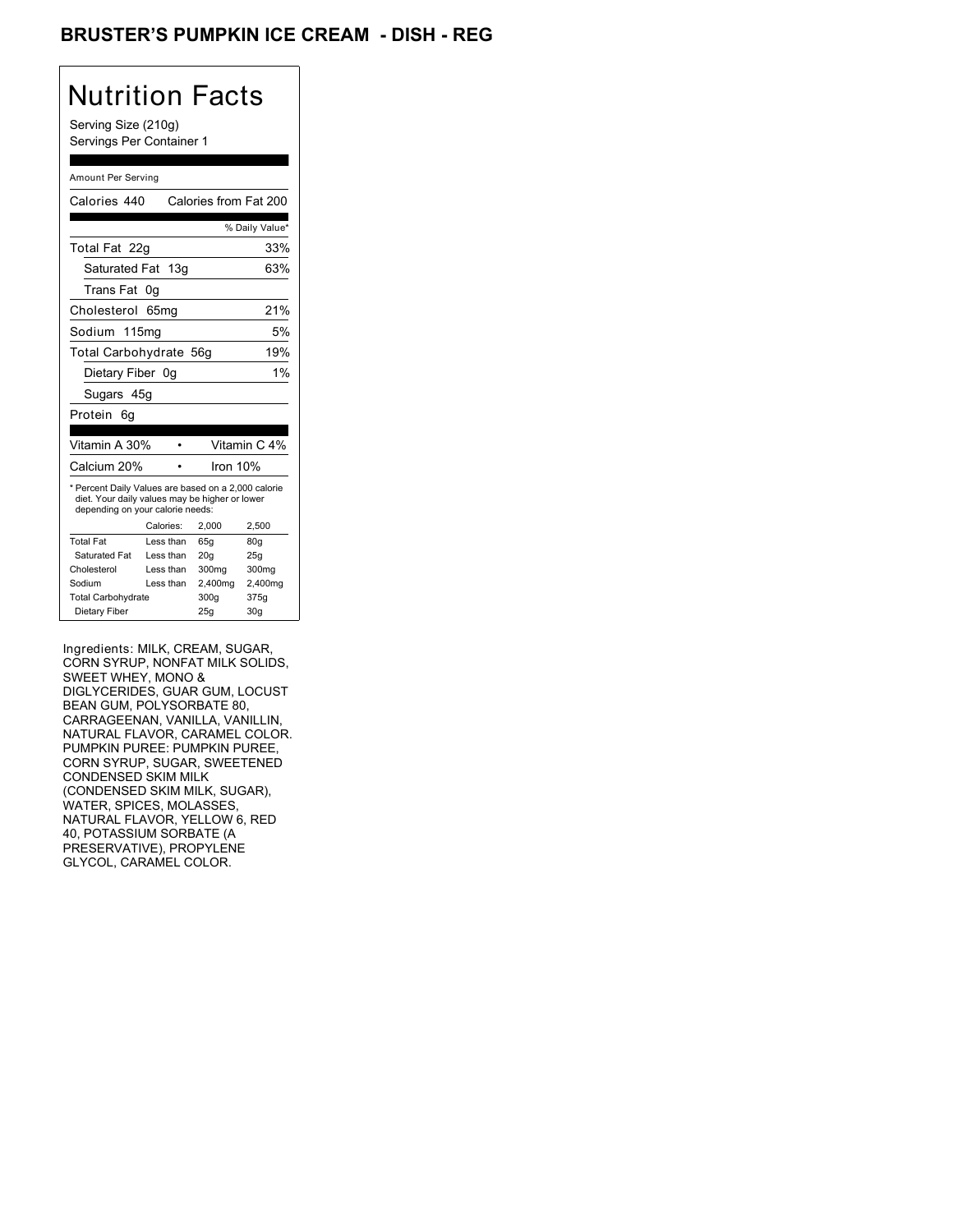# BRUSTER'S PUMPKIN ICE CREAM - DISH - REG

## Nutrition Facts

Serving Size (210g)
Servings Per Container 1

Amount Per Serving

Calories 440 Calories from Fat 200

| | % Daily Value* |
|---|---|
| Total Fat 22g | 33% |
| Saturated Fat 13g | 63% |
| Trans Fat 0g | |
| Cholesterol 65mg | 21% |
| Sodium 115mg | 5% |
| Total Carbohydrate 56g | 19% |
| Dietary Fiber 0g | 1% |
| Sugars 45g | |
| Protein 6g | |

| | |
|---|---|
| Vitamin A 30% | Vitamin C 4% |
| Calcium 20% | Iron 10% |

* Percent Daily Values are based on a 2,000 calorie diet. Your daily values may be higher or lower depending on your calorie needs:

| | Calories: | 2,000 | 2,500 |
|---|---|---|---|
| Total Fat | Less than | 65g | 80g |
| Saturated Fat | Less than | 20g | 25g |
| Cholesterol | Less than | 300mg | 300mg |
| Sodium | Less than | 2,400mg | 2,400mg |
| Total Carbohydrate | | 300g | 375g |
| Dietary Fiber | | 25g | 30g |

Ingredients: MILK, CREAM, SUGAR, CORN SYRUP, NONFAT MILK SOLIDS, SWEET WHEY, MONO & DIGLYCERIDES, GUAR GUM, LOCUST BEAN GUM, POLYSORBATE 80, CARRAGEENAN, VANILLA, VANILLIN, NATURAL FLAVOR, CARAMEL COLOR. PUMPKIN PUREE: PUMPKIN PUREE, CORN SYRUP, SUGAR, SWEETENED CONDENSED SKIM MILK (CONDENSED SKIM MILK, SUGAR), WATER, SPICES, MOLASSES, NATURAL FLAVOR, YELLOW 6, RED 40, POTASSIUM SORBATE (A PRESERVATIVE), PROPYLENE GLYCOL, CARAMEL COLOR.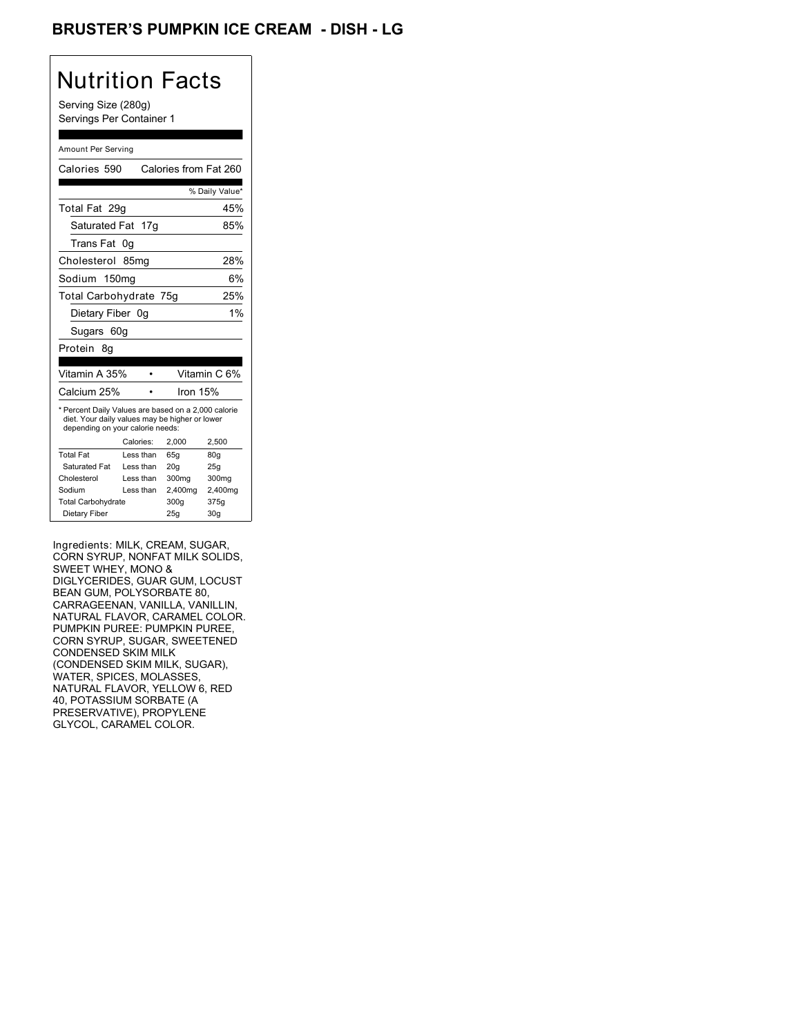# BRUSTER'S PUMPKIN ICE CREAM - DISH - LG

## Nutrition Facts

Serving Size (280g)
Servings Per Container 1

Amount Per Serving

Calories 590 Calories from Fat 260

| | % Daily Value* |
|---|---|
| Total Fat 29g | 45% |
| Saturated Fat 17g | 85% |
| Trans Fat 0g | |
| Cholesterol 85mg | 28% |
| Sodium 150mg | 6% |
| Total Carbohydrate 75g | 25% |
| Dietary Fiber 0g | 1% |
| Sugars 60g | |
| Protein 8g | |

| | |
|---|---|
| Vitamin A 35% | Vitamin C 6% |
| Calcium 25% | Iron 15% |

* Percent Daily Values are based on a 2,000 calorie diet. Your daily values may be higher or lower depending on your calorie needs:

| | Calories: | 2,000 | 2,500 |
|---|---|---|---|
| Total Fat | Less than | 65g | 80g |
| Saturated Fat | Less than | 20g | 25g |
| Cholesterol | Less than | 300mg | 300mg |
| Sodium | Less than | 2,400mg | 2,400mg |
| Total Carbohydrate | | 300g | 375g |
| Dietary Fiber | | 25g | 30g |

Ingredients: MILK, CREAM, SUGAR, CORN SYRUP, NONFAT MILK SOLIDS, SWEET WHEY, MONO & DIGLYCERIDES, GUAR GUM, LOCUST BEAN GUM, POLYSORBATE 80, CARRAGEENAN, VANILLA, VANILLIN, NATURAL FLAVOR, CARAMEL COLOR. PUMPKIN PUREE: PUMPKIN PUREE, CORN SYRUP, SUGAR, SWEETENED CONDENSED SKIM MILK (CONDENSED SKIM MILK, SUGAR), WATER, SPICES, MOLASSES, NATURAL FLAVOR, YELLOW 6, RED 40, POTASSIUM SORBATE (A PRESERVATIVE), PROPYLENE GLYCOL, CARAMEL COLOR.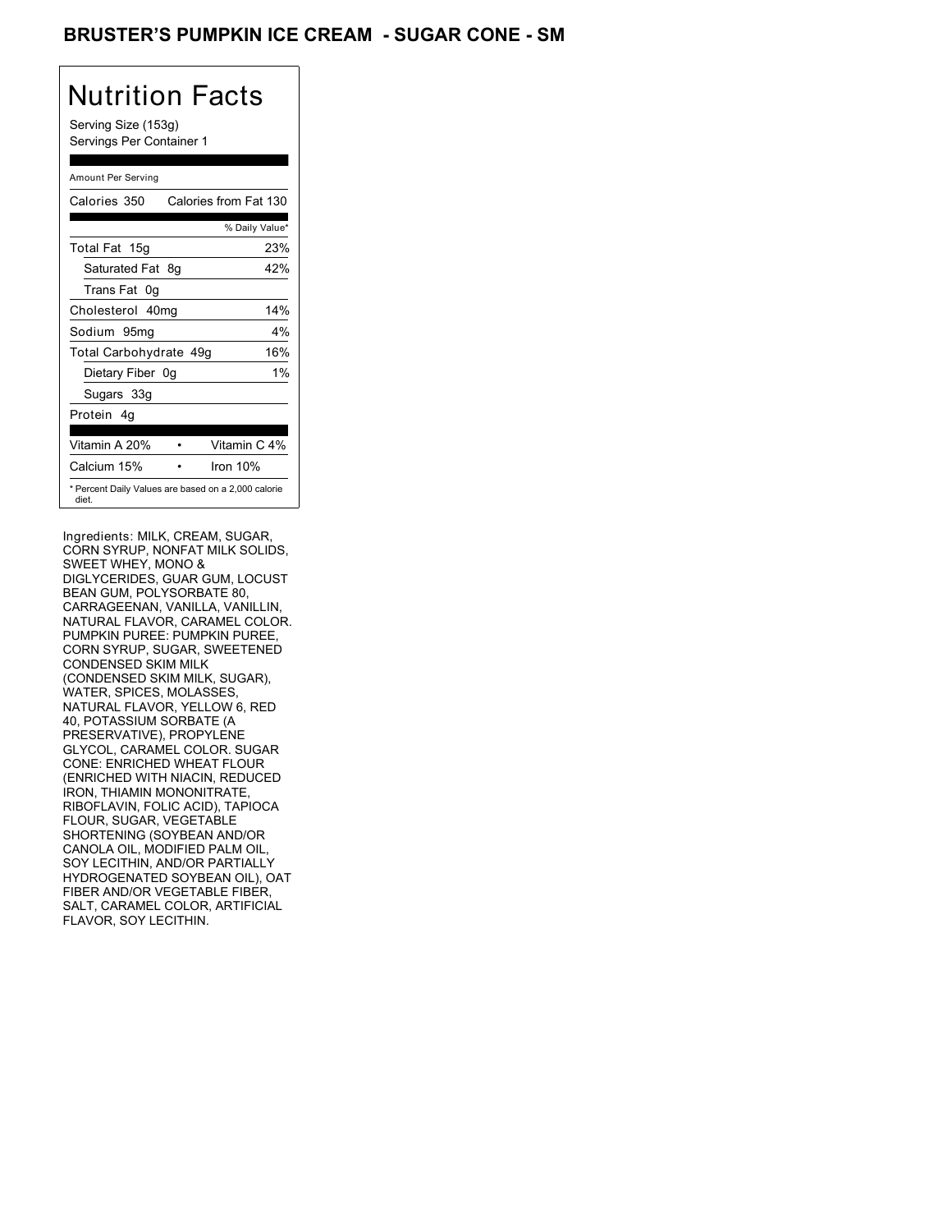# BRUSTER'S PUMPKIN ICE CREAM - SUGAR CONE - SM

## Nutrition Facts

Serving Size (153g)
Servings Per Container 1

Amount Per Serving

| Calories 350 | Calories from Fat 130 |
|---|---|
| | % Daily Value* |
| Total Fat 15g | 23% |
| Saturated Fat 8g | 42% |
| Trans Fat 0g | |
| Cholesterol 40mg | 14% |
| Sodium 95mg | 4% |
| Total Carbohydrate 49g | 16% |
| Dietary Fiber 0g | 1% |
| Sugars 33g | |
| Protein 4g | |
| Vitamin A 20% • | Vitamin C 4% |
| Calcium 15% • | Iron 10% |

* Percent Daily Values are based on a 2,000 calorie diet.

Ingredients: MILK, CREAM, SUGAR, CORN SYRUP, NONFAT MILK SOLIDS, SWEET WHEY, MONO & DIGLYCERIDES, GUAR GUM, LOCUST BEAN GUM, POLYSORBATE 80, CARRAGEENAN, VANILLA, VANILLIN, NATURAL FLAVOR, CARAMEL COLOR. PUMPKIN PUREE: PUMPKIN PUREE, CORN SYRUP, SUGAR, SWEETENED CONDENSED SKIM MILK (CONDENSED SKIM MILK, SUGAR), WATER, SPICES, MOLASSES, NATURAL FLAVOR, YELLOW 6, RED 40, POTASSIUM SORBATE (A PRESERVATIVE), PROPYLENE GLYCOL, CARAMEL COLOR. SUGAR CONE: ENRICHED WHEAT FLOUR (ENRICHED WITH NIACIN, REDUCED IRON, THIAMIN MONONITRATE, RIBOFLAVIN, FOLIC ACID), TAPIOCA FLOUR, SUGAR, VEGETABLE SHORTENING (SOYBEAN AND/OR CANOLA OIL, MODIFIED PALM OIL, SOY LECITHIN, AND/OR PARTIALLY HYDROGENATED SOYBEAN OIL), OAT FIBER AND/OR VEGETABLE FIBER, SALT, CARAMEL COLOR, ARTIFICIAL FLAVOR, SOY LECITHIN.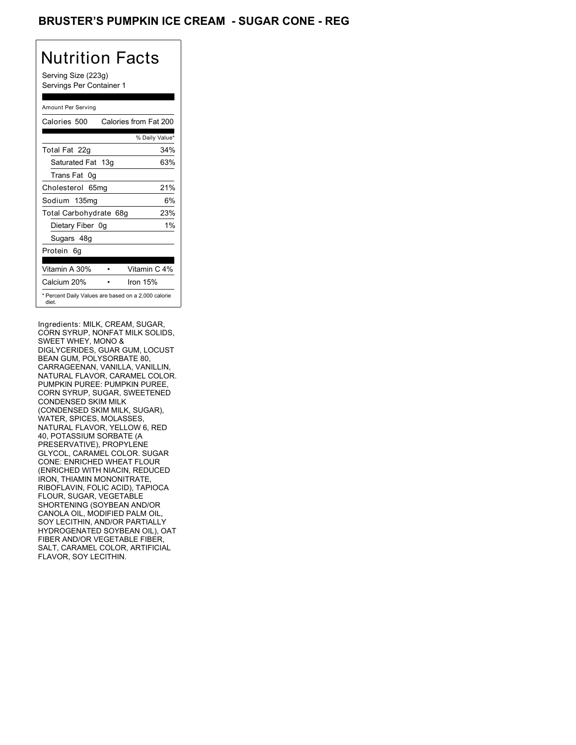# BRUSTER'S PUMPKIN ICE CREAM - SUGAR CONE - REG

## Nutrition Facts

Serving Size (223g)
Servings Per Container 1

Amount Per Serving

| Calories 500 | Calories from Fat 200 |
|---|---|
| | % Daily Value* |
| Total Fat 22g | 34% |
| Saturated Fat 13g | 63% |
| Trans Fat 0g | |
| Cholesterol 65mg | 21% |
| Sodium 135mg | 6% |
| Total Carbohydrate 68g | 23% |
| Dietary Fiber 0g | 1% |
| Sugars 48g | |
| Protein 6g | |

| Vitamin A 30% | • | Vitamin C 4% |
|---|---|---|
| Calcium 20% | • | Iron 15% |

* Percent Daily Values are based on a 2,000 calorie diet.

Ingredients: MILK, CREAM, SUGAR, CORN SYRUP, NONFAT MILK SOLIDS, SWEET WHEY, MONO & DIGLYCERIDES, GUAR GUM, LOCUST BEAN GUM, POLYSORBATE 80, CARRAGEENAN, VANILLA, VANILLIN, NATURAL FLAVOR, CARAMEL COLOR. PUMPKIN PUREE: PUMPKIN PUREE, CORN SYRUP, SUGAR, SWEETENED CONDENSED SKIM MILK (CONDENSED SKIM MILK, SUGAR), WATER, SPICES, MOLASSES, NATURAL FLAVOR, YELLOW 6, RED 40, POTASSIUM SORBATE (A PRESERVATIVE), PROPYLENE GLYCOL, CARAMEL COLOR. SUGAR CONE: ENRICHED WHEAT FLOUR (ENRICHED WITH NIACIN, REDUCED IRON, THIAMIN MONONITRATE, RIBOFLAVIN, FOLIC ACID), TAPIOCA FLOUR, SUGAR, VEGETABLE SHORTENING (SOYBEAN AND/OR CANOLA OIL, MODIFIED PALM OIL, SOY LECITHIN, AND/OR PARTIALLY HYDROGENATED SOYBEAN OIL), OAT FIBER AND/OR VEGETABLE FIBER, SALT, CARAMEL COLOR, ARTIFICIAL FLAVOR, SOY LECITHIN.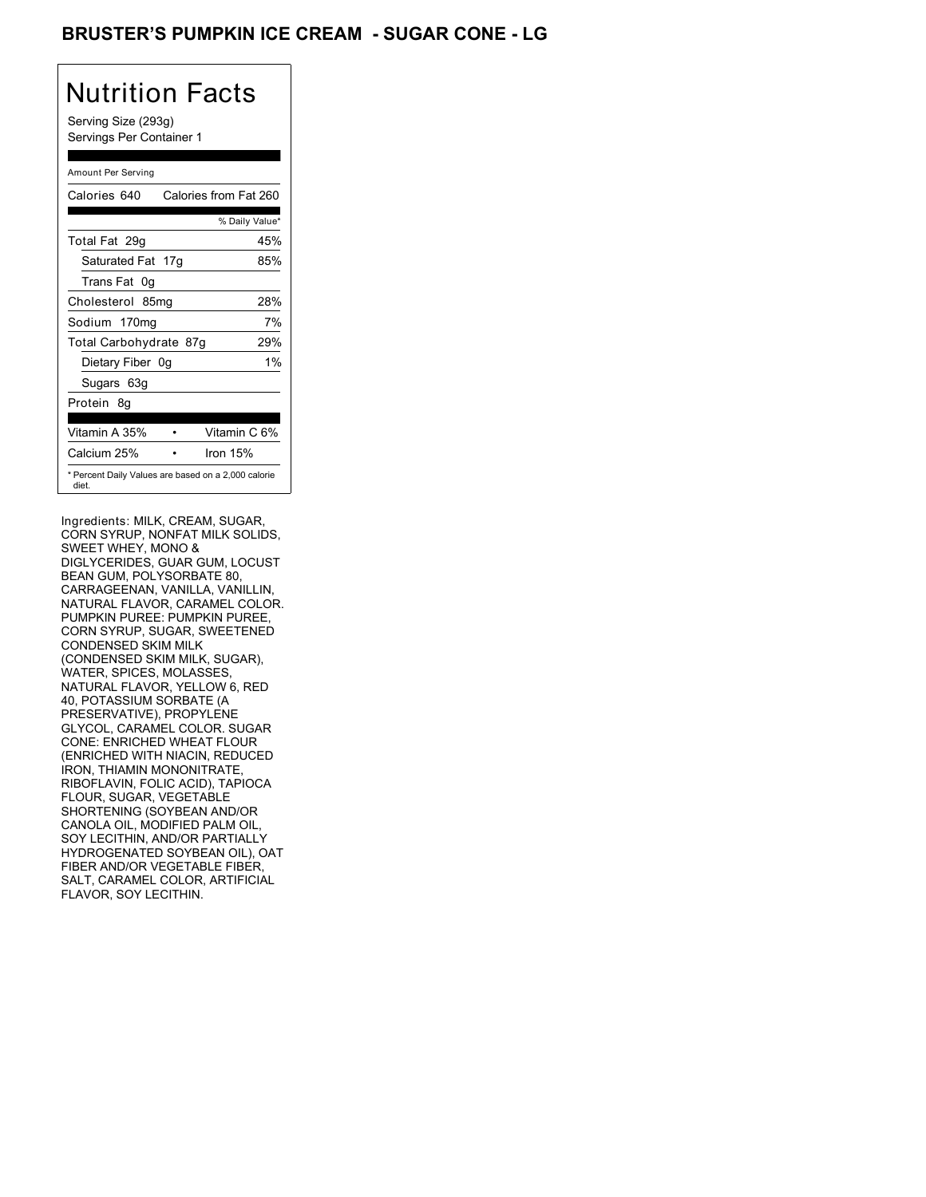# BRUSTER'S PUMPKIN ICE CREAM - SUGAR CONE - LG

## Nutrition Facts

Serving Size (293g)
Servings Per Container 1

Amount Per Serving

| Calories 640 | Calories from Fat 260 |
|---|---|
| | % Daily Value* |
| Total Fat 29g | 45% |
| Saturated Fat 17g | 85% |
| Trans Fat 0g | |
| Cholesterol 85mg | 28% |
| Sodium 170mg | 7% |
| Total Carbohydrate 87g | 29% |
| Dietary Fiber 0g | 1% |
| Sugars 63g | |
| Protein 8g | |

| Vitamin A 35% | • | Vitamin C 6% |
|---|---|---|
| Calcium 25% | • | Iron 15% |

* Percent Daily Values are based on a 2,000 calorie diet.

Ingredients: MILK, CREAM, SUGAR, CORN SYRUP, NONFAT MILK SOLIDS, SWEET WHEY, MONO & DIGLYCERIDES, GUAR GUM, LOCUST BEAN GUM, POLYSORBATE 80, CARRAGEENAN, VANILLA, VANILLIN, NATURAL FLAVOR, CARAMEL COLOR. PUMPKIN PUREE: PUMPKIN PUREE, CORN SYRUP, SUGAR, SWEETENED CONDENSED SKIM MILK (CONDENSED SKIM MILK, SUGAR), WATER, SPICES, MOLASSES, NATURAL FLAVOR, YELLOW 6, RED 40, POTASSIUM SORBATE (A PRESERVATIVE), PROPYLENE GLYCOL, CARAMEL COLOR. SUGAR CONE: ENRICHED WHEAT FLOUR (ENRICHED WITH NIACIN, REDUCED IRON, THIAMIN MONONITRATE, RIBOFLAVIN, FOLIC ACID), TAPIOCA FLOUR, SUGAR, VEGETABLE SHORTENING (SOYBEAN AND/OR CANOLA OIL, MODIFIED PALM OIL, SOY LECITHIN, AND/OR PARTIALLY HYDROGENATED SOYBEAN OIL), OAT FIBER AND/OR VEGETABLE FIBER, SALT, CARAMEL COLOR, ARTIFICIAL FLAVOR, SOY LECITHIN.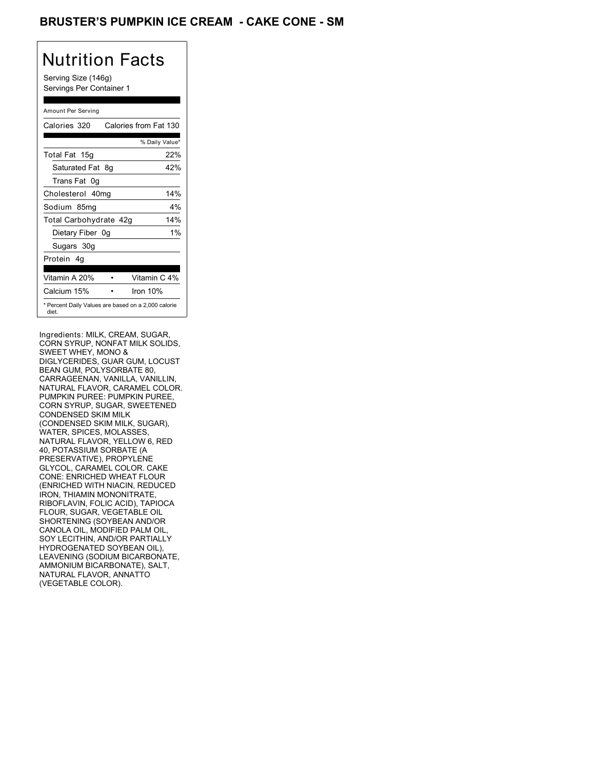# BRUSTER'S PUMPKIN ICE CREAM - CAKE CONE - SM

## Nutrition Facts

Serving Size (146g)
Servings Per Container 1

Amount Per Serving

| Calories 320 | Calories from Fat 130 |
|---|---|
| | % Daily Value* |
| Total Fat 15g | 22% |
| Saturated Fat 8g | 42% |
| Trans Fat 0g | |
| Cholesterol 40mg | 14% |
| Sodium 85mg | 4% |
| Total Carbohydrate 42g | 14% |
| Dietary Fiber 0g | 1% |
| Sugars 30g | |
| Protein 4g | |

| Vitamin A 20% | • | Vitamin C 4% |
|---|---|---|
| Calcium 15% | • | Iron 10% |

* Percent Daily Values are based on a 2,000 calorie diet.

Ingredients: MILK, CREAM, SUGAR, CORN SYRUP, NONFAT MILK SOLIDS, SWEET WHEY, MONO & DIGLYCERIDES, GUAR GUM, LOCUST BEAN GUM, POLYSORBATE 80, CARRAGEENAN, VANILLA, VANILLIN, NATURAL FLAVOR, CARAMEL COLOR. PUMPKIN PUREE: PUMPKIN PUREE, CORN SYRUP, SUGAR, SWEETENED CONDENSED SKIM MILK (CONDENSED SKIM MILK, SUGAR), WATER, SPICES, MOLASSES, NATURAL FLAVOR, YELLOW 6, RED 40, POTASSIUM SORBATE (A PRESERVATIVE), PROPYLENE GLYCOL, CARAMEL COLOR. CAKE CONE: ENRICHED WHEAT FLOUR (ENRICHED WITH NIACIN, REDUCED IRON, THIAMIN MONONITRATE, RIBOFLAVIN, FOLIC ACID), TAPIOCA FLOUR, SUGAR, VEGETABLE OIL SHORTENING (SOYBEAN AND/OR CANOLA OIL, MODIFIED PALM OIL, SOY LECITHIN, AND/OR PARTIALLY HYDROGENATED SOYBEAN OIL), LEAVENING (SODIUM BICARBONATE, AMMONIUM BICARBONATE), SALT, NATURAL FLAVOR, ANNATTO (VEGETABLE COLOR).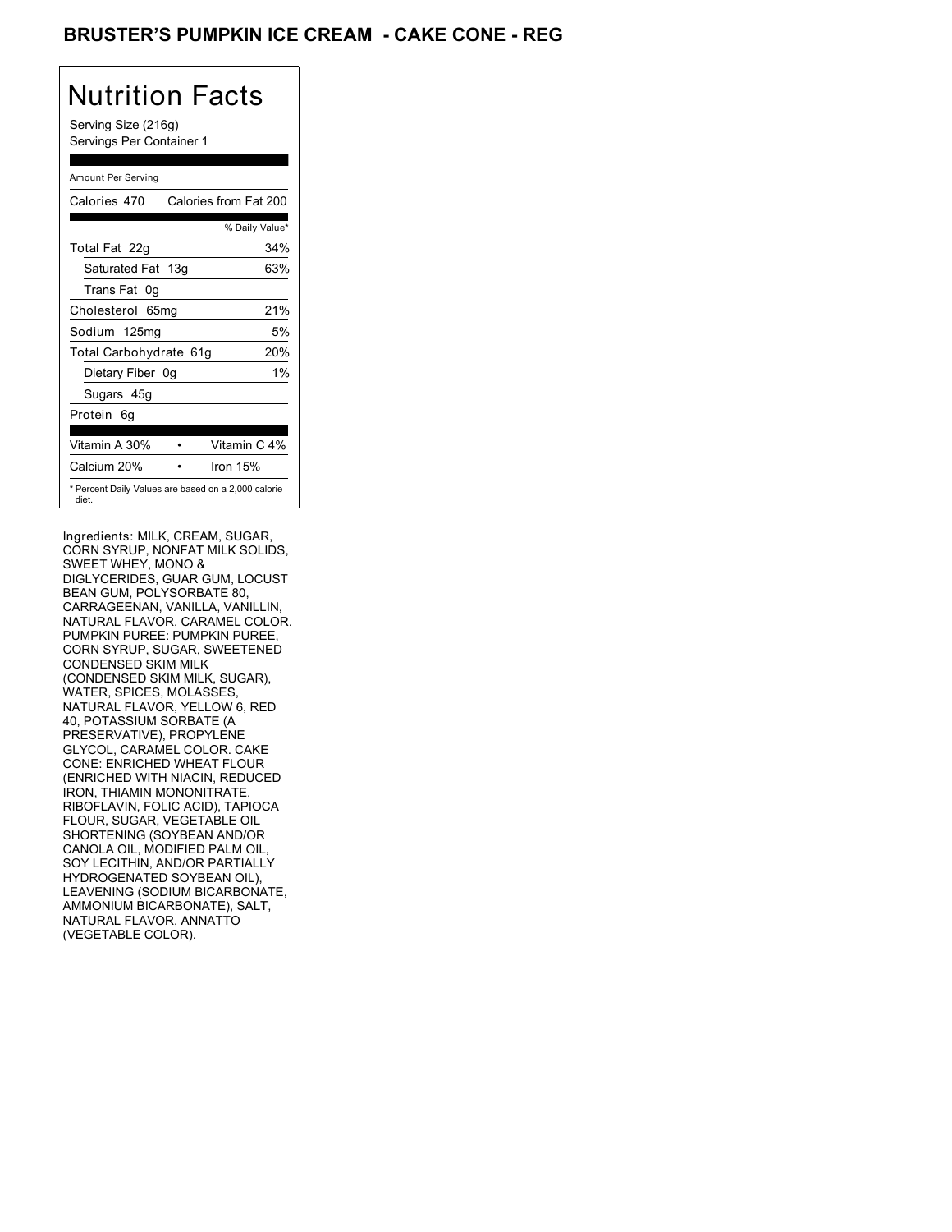# BRUSTER'S PUMPKIN ICE CREAM - CAKE CONE - REG

## Nutrition Facts

Serving Size (216g)
Servings Per Container 1

Amount Per Serving

| Calories 470 | Calories from Fat 200 |
|---|---|
| | % Daily Value* |
| Total Fat 22g | 34% |
| Saturated Fat 13g | 63% |
| Trans Fat 0g | |
| Cholesterol 65mg | 21% |
| Sodium 125mg | 5% |
| Total Carbohydrate 61g | 20% |
| Dietary Fiber 0g | 1% |
| Sugars 45g | |
| Protein 6g | |
| Vitamin A 30% • | Vitamin C 4% |
| Calcium 20% • | Iron 15% |

* Percent Daily Values are based on a 2,000 calorie diet.

Ingredients: MILK, CREAM, SUGAR, CORN SYRUP, NONFAT MILK SOLIDS, SWEET WHEY, MONO & DIGLYCERIDES, GUAR GUM, LOCUST BEAN GUM, POLYSORBATE 80, CARRAGEENAN, VANILLA, VANILLIN, NATURAL FLAVOR, CARAMEL COLOR. PUMPKIN PUREE: PUMPKIN PUREE, CORN SYRUP, SUGAR, SWEETENED CONDENSED SKIM MILK (CONDENSED SKIM MILK, SUGAR), WATER, SPICES, MOLASSES, NATURAL FLAVOR, YELLOW 6, RED 40, POTASSIUM SORBATE (A PRESERVATIVE), PROPYLENE GLYCOL, CARAMEL COLOR. CAKE CONE: ENRICHED WHEAT FLOUR (ENRICHED WITH NIACIN, REDUCED IRON, THIAMIN MONONITRATE, RIBOFLAVIN, FOLIC ACID), TAPIOCA FLOUR, SUGAR, VEGETABLE OIL SHORTENING (SOYBEAN AND/OR CANOLA OIL, MODIFIED PALM OIL, SOY LECITHIN, AND/OR PARTIALLY HYDROGENATED SOYBEAN OIL), LEAVENING (SODIUM BICARBONATE, AMMONIUM BICARBONATE), SALT, NATURAL FLAVOR, ANNATTO (VEGETABLE COLOR).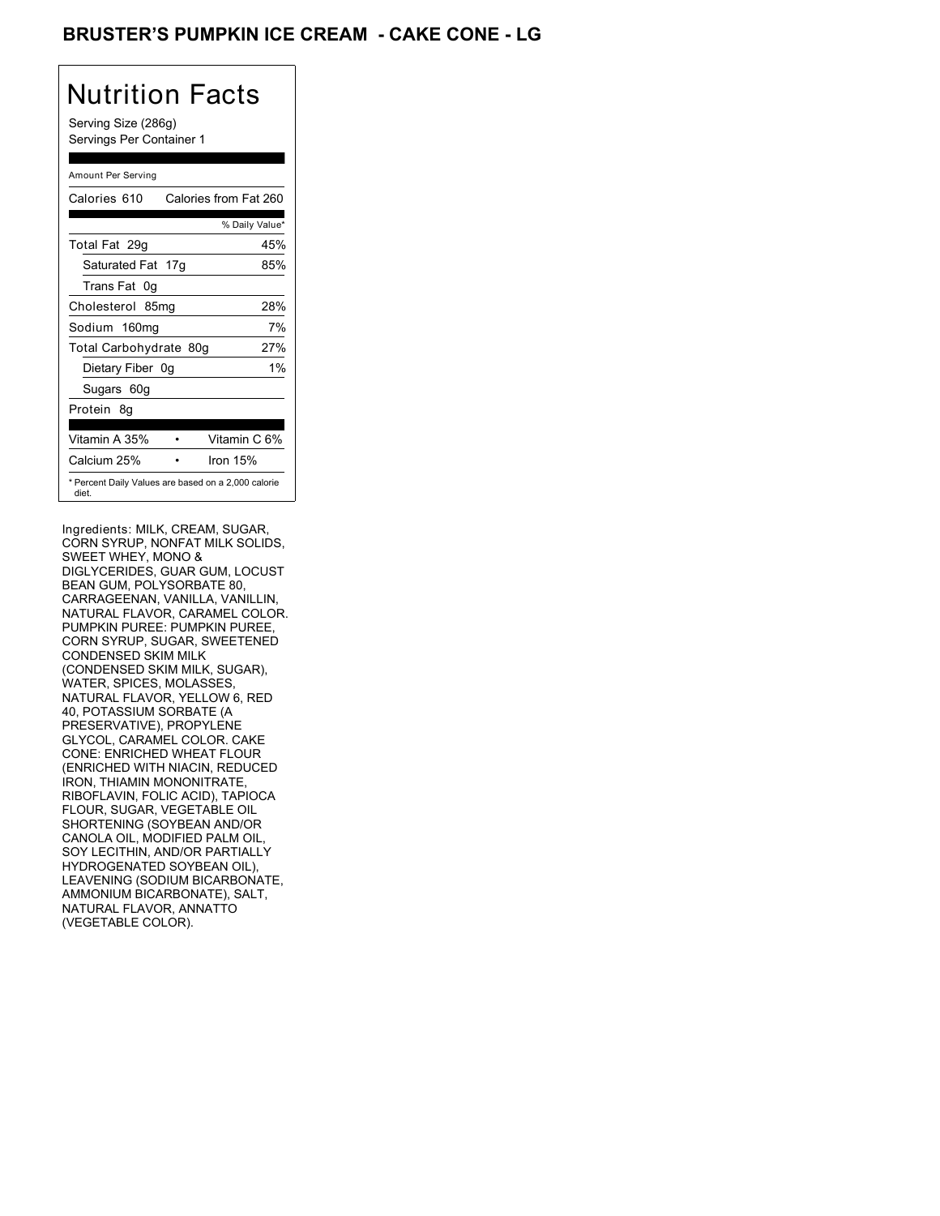# BRUSTER'S PUMPKIN ICE CREAM - CAKE CONE - LG

## Nutrition Facts

Serving Size (286g)
Servings Per Container 1

Amount Per Serving

| Calories 610 | Calories from Fat 260 |
|---|---|
| | % Daily Value* |
| Total Fat 29g | 45% |
| Saturated Fat 17g | 85% |
| Trans Fat 0g | |
| Cholesterol 85mg | 28% |
| Sodium 160mg | 7% |
| Total Carbohydrate 80g | 27% |
| Dietary Fiber 0g | 1% |
| Sugars 60g | |
| Protein 8g | |

| Vitamin A 35% | • | Vitamin C 6% |
|---|---|---|
| Calcium 25% | • | Iron 15% |

* Percent Daily Values are based on a 2,000 calorie diet.

Ingredients: MILK, CREAM, SUGAR, CORN SYRUP, NONFAT MILK SOLIDS, SWEET WHEY, MONO & DIGLYCERIDES, GUAR GUM, LOCUST BEAN GUM, POLYSORBATE 80, CARRAGEENAN, VANILLA, VANILLIN, NATURAL FLAVOR, CARAMEL COLOR. PUMPKIN PUREE: PUMPKIN PUREE, CORN SYRUP, SUGAR, SWEETENED CONDENSED SKIM MILK (CONDENSED SKIM MILK, SUGAR), WATER, SPICES, MOLASSES, NATURAL FLAVOR, YELLOW 6, RED 40, POTASSIUM SORBATE (A PRESERVATIVE), PROPYLENE GLYCOL, CARAMEL COLOR. CAKE CONE: ENRICHED WHEAT FLOUR (ENRICHED WITH NIACIN, REDUCED IRON, THIAMIN MONONITRATE, RIBOFLAVIN, FOLIC ACID), TAPIOCA FLOUR, SUGAR, VEGETABLE OIL SHORTENING (SOYBEAN AND/OR CANOLA OIL, MODIFIED PALM OIL, SOY LECITHIN, AND/OR PARTIALLY HYDROGENATED SOYBEAN OIL), LEAVENING (SODIUM BICARBONATE, AMMONIUM BICARBONATE), SALT, NATURAL FLAVOR, ANNATTO (VEGETABLE COLOR).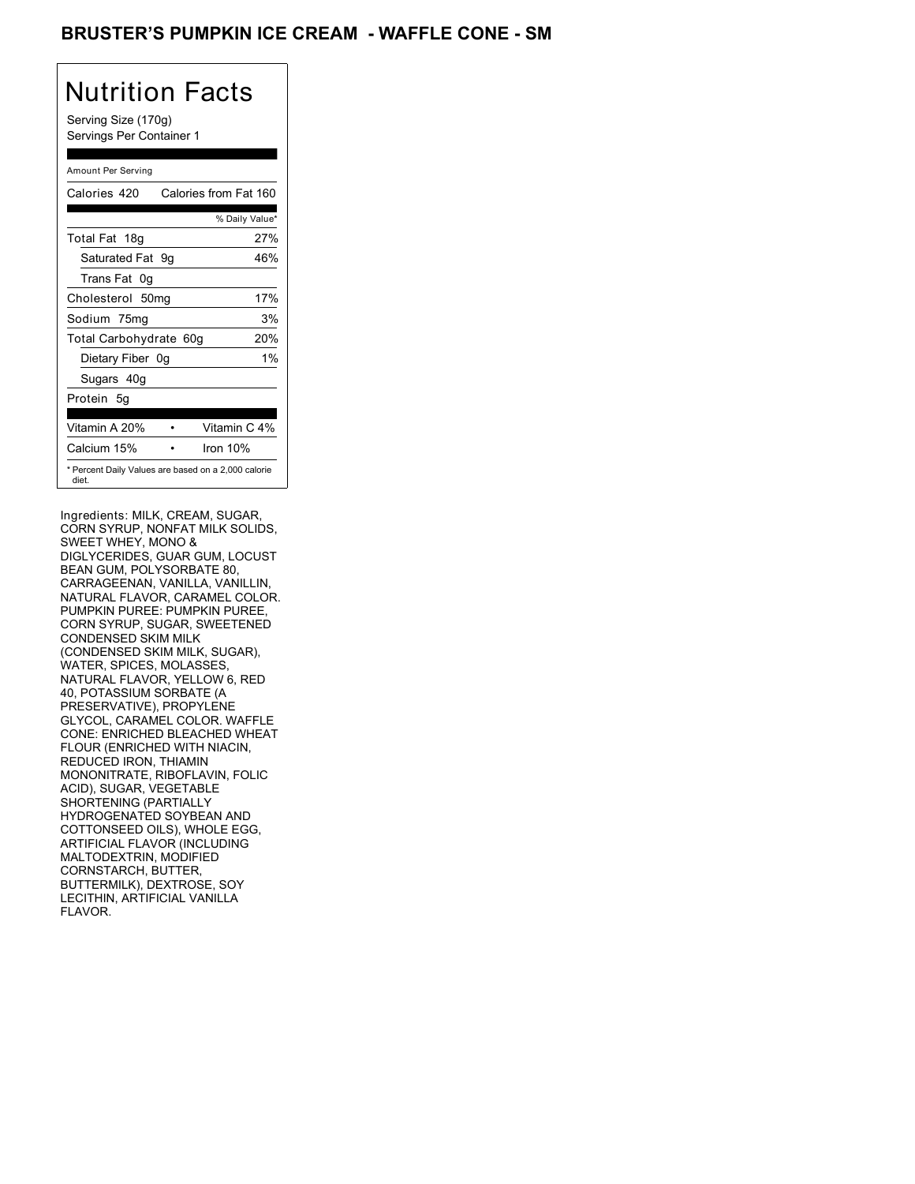# BRUSTER'S PUMPKIN ICE CREAM - WAFFLE CONE - SM

## Nutrition Facts

Serving Size (170g)
Servings Per Container 1

Amount Per Serving

| | |
|---|---|
| Calories 420 | Calories from Fat 160 |
| | % Daily Value* |
| Total Fat 18g | 27% |
| Saturated Fat 9g | 46% |
| Trans Fat 0g | |
| Cholesterol 50mg | 17% |
| Sodium 75mg | 3% |
| Total Carbohydrate 60g | 20% |
| Dietary Fiber 0g | 1% |
| Sugars 40g | |
| Protein 5g | |
| Vitamin A 20% | Vitamin C 4% |
| Calcium 15% | Iron 10% |

* Percent Daily Values are based on a 2,000 calorie diet.

Ingredients: MILK, CREAM, SUGAR, CORN SYRUP, NONFAT MILK SOLIDS, SWEET WHEY, MONO & DIGLYCERIDES, GUAR GUM, LOCUST BEAN GUM, POLYSORBATE 80, CARRAGEENAN, VANILLA, VANILLIN, NATURAL FLAVOR, CARAMEL COLOR. PUMPKIN PUREE: PUMPKIN PUREE, CORN SYRUP, SUGAR, SWEETENED CONDENSED SKIM MILK (CONDENSED SKIM MILK, SUGAR), WATER, SPICES, MOLASSES, NATURAL FLAVOR, YELLOW 6, RED 40, POTASSIUM SORBATE (A PRESERVATIVE), PROPYLENE GLYCOL, CARAMEL COLOR. WAFFLE CONE: ENRICHED BLEACHED WHEAT FLOUR (ENRICHED WITH NIACIN, REDUCED IRON, THIAMIN MONONITRATE, RIBOFLAVIN, FOLIC ACID), SUGAR, VEGETABLE SHORTENING (PARTIALLY HYDROGENATED SOYBEAN AND COTTONSEED OILS), WHOLE EGG, ARTIFICIAL FLAVOR (INCLUDING MALTODEXTRIN, MODIFIED CORNSTARCH, BUTTER, BUTTERMILK), DEXTROSE, SOY LECITHIN, ARTIFICIAL VANILLA FLAVOR.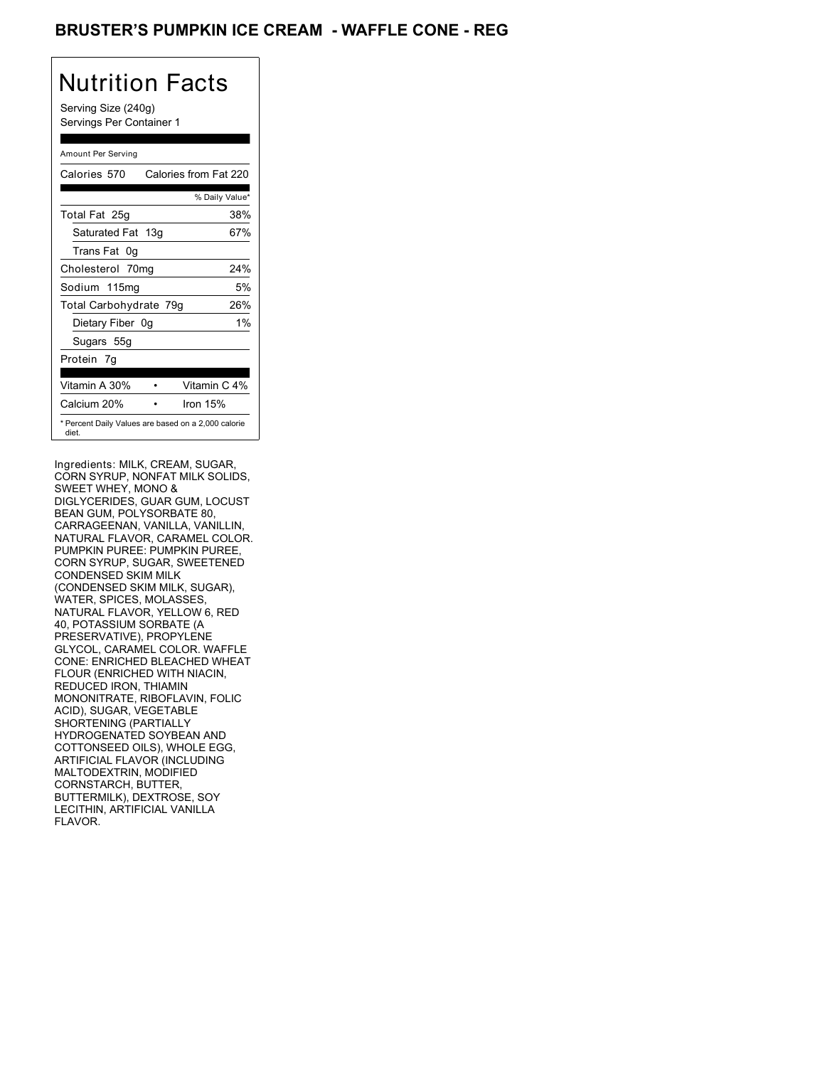# BRUSTER'S PUMPKIN ICE CREAM - WAFFLE CONE - REG

## Nutrition Facts

Serving Size (240g)
Servings Per Container 1

Amount Per Serving

| Calories 570 | Calories from Fat 220 |
| --- | --- |
| | % Daily Value* |
| Total Fat 25g | 38% |
| Saturated Fat 13g | 67% |
| Trans Fat 0g | |
| Cholesterol 70mg | 24% |
| Sodium 115mg | 5% |
| Total Carbohydrate 79g | 26% |
| Dietary Fiber 0g | 1% |
| Sugars 55g | |
| Protein 7g | |

| Vitamin A 30% | Vitamin C 4% |
| --- | --- |
| Calcium 20% | Iron 15% |

\* Percent Daily Values are based on a 2,000 calorie diet.

Ingredients: MILK, CREAM, SUGAR, CORN SYRUP, NONFAT MILK SOLIDS, SWEET WHEY, MONO & DIGLYCERIDES, GUAR GUM, LOCUST BEAN GUM, POLYSORBATE 80, CARRAGEENAN, VANILLA, VANILLIN, NATURAL FLAVOR, CARAMEL COLOR. PUMPKIN PUREE: PUMPKIN PUREE, CORN SYRUP, SUGAR, SWEETENED CONDENSED SKIM MILK (CONDENSED SKIM MILK, SUGAR), WATER, SPICES, MOLASSES, NATURAL FLAVOR, YELLOW 6, RED 40, POTASSIUM SORBATE (A PRESERVATIVE), PROPYLENE GLYCOL, CARAMEL COLOR. WAFFLE CONE: ENRICHED BLEACHED WHEAT FLOUR (ENRICHED WITH NIACIN, REDUCED IRON, THIAMIN MONONITRATE, RIBOFLAVIN, FOLIC ACID), SUGAR, VEGETABLE SHORTENING (PARTIALLY HYDROGENATED SOYBEAN AND COTTONSEED OILS), WHOLE EGG, ARTIFICIAL FLAVOR (INCLUDING MALTODEXTRIN, MODIFIED CORNSTARCH, BUTTER, BUTTERMILK), DEXTROSE, SOY LECITHIN, ARTIFICIAL VANILLA FLAVOR.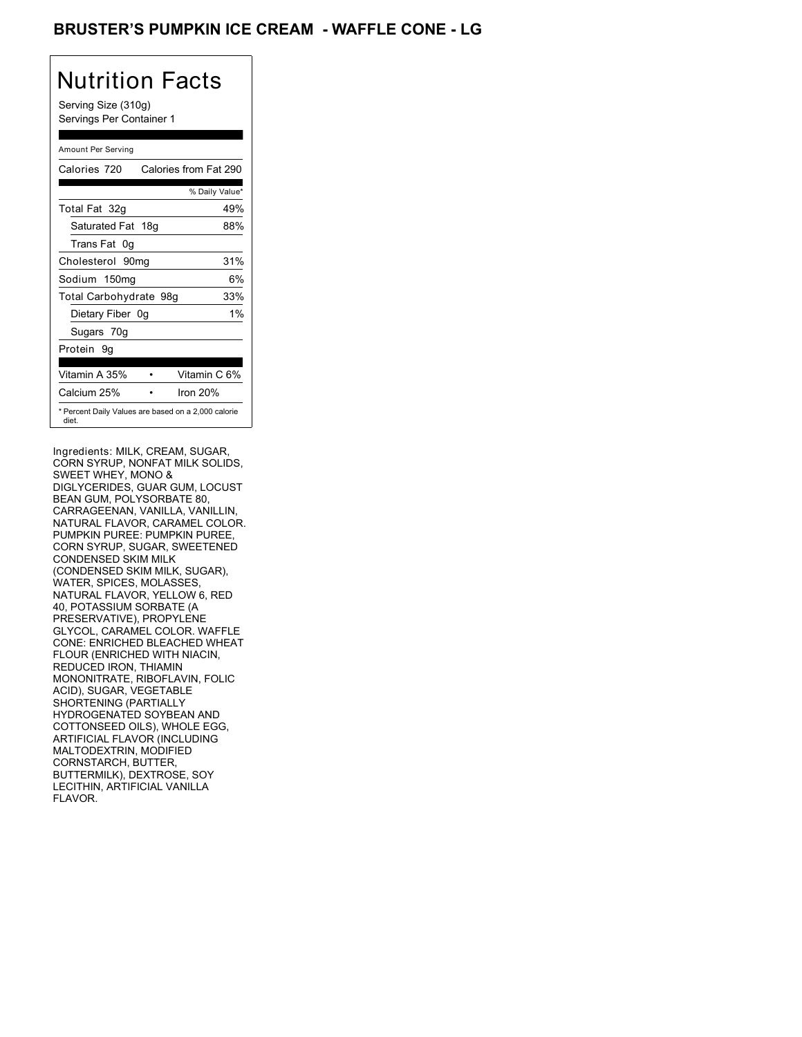# BRUSTER'S PUMPKIN ICE CREAM - WAFFLE CONE - LG

## Nutrition Facts

Serving Size (310g)
Servings Per Container 1

Amount Per Serving

| | |
|---|---|
| Calories 720 | Calories from Fat 290 |
| | % Daily Value* |
| Total Fat 32g | 49% |
| Saturated Fat 18g | 88% |
| Trans Fat 0g | |
| Cholesterol 90mg | 31% |
| Sodium 150mg | 6% |
| Total Carbohydrate 98g | 33% |
| Dietary Fiber 0g | 1% |
| Sugars 70g | |
| Protein 9g | |
| Vitamin A 35% | Vitamin C 6% |
| Calcium 25% | Iron 20% |

* Percent Daily Values are based on a 2,000 calorie diet.

Ingredients: MILK, CREAM, SUGAR, CORN SYRUP, NONFAT MILK SOLIDS, SWEET WHEY, MONO & DIGLYCERIDES, GUAR GUM, LOCUST BEAN GUM, POLYSORBATE 80, CARRAGEENAN, VANILLA, VANILLIN, NATURAL FLAVOR, CARAMEL COLOR. PUMPKIN PUREE: PUMPKIN PUREE, CORN SYRUP, SUGAR, SWEETENED CONDENSED SKIM MILK (CONDENSED SKIM MILK, SUGAR), WATER, SPICES, MOLASSES, NATURAL FLAVOR, YELLOW 6, RED 40, POTASSIUM SORBATE (A PRESERVATIVE), PROPYLENE GLYCOL, CARAMEL COLOR. WAFFLE CONE: ENRICHED BLEACHED WHEAT FLOUR (ENRICHED WITH NIACIN, REDUCED IRON, THIAMIN MONONITRATE, RIBOFLAVIN, FOLIC ACID), SUGAR, VEGETABLE SHORTENING (PARTIALLY HYDROGENATED SOYBEAN AND COTTONSEED OILS), WHOLE EGG, ARTIFICIAL FLAVOR (INCLUDING MALTODEXTRIN, MODIFIED CORNSTARCH, BUTTER, BUTTERMILK), DEXTROSE, SOY LECITHIN, ARTIFICIAL VANILLA FLAVOR.